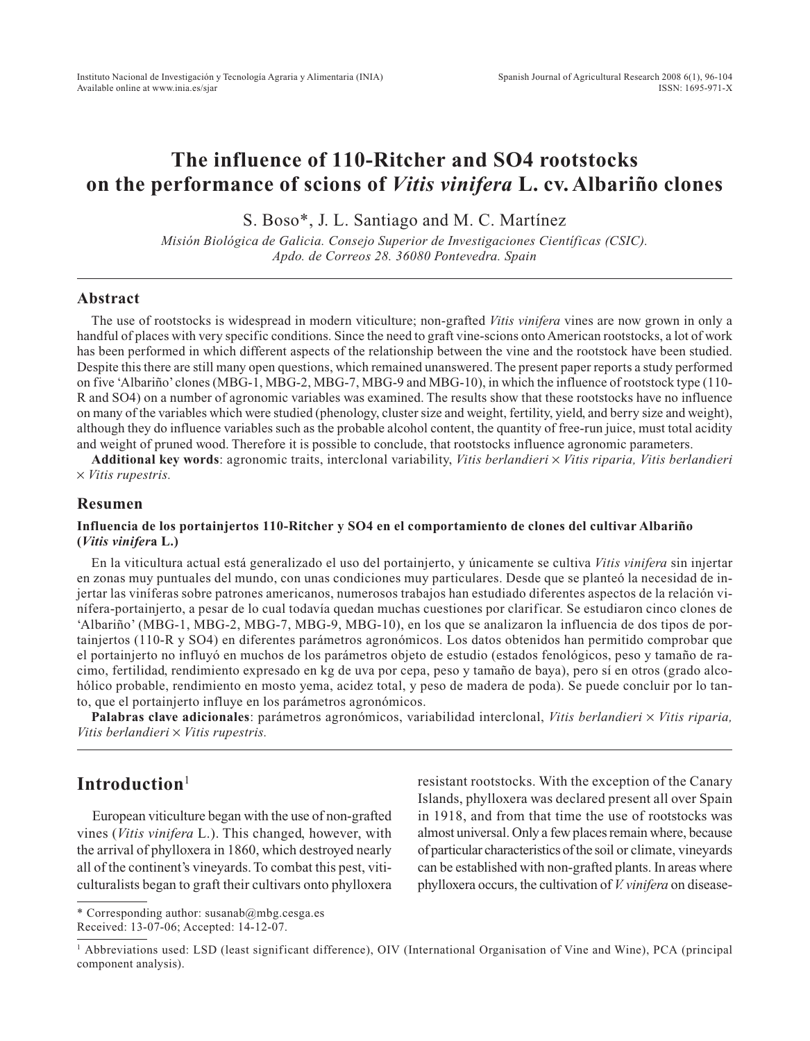# The influence of 110-Ritcher and SO4 rootstocks on the performance of scions of *Vitis vinifera* L. cv. Albariño clones

S. Boso*, J. L. Santiago and M. C. Martínez

*Misión Biológica de Galicia. Consejo Superior de Investigaciones Científicas (CSIC). Apdo. de Correos 28. 36080 Pontevedra. Spain*

## Abstract

The use of rootstocks is widespread in modern viticulture; non-grafted *Vitis vinifera* vines are now grown in only a handful of places with very specific conditions. Since the need to graft vine-scions onto American rootstocks, a lot of work has been performed in which different aspects of the relationship between the vine and the rootstock have been studied. Despite this there are still many open questions, which remained unanswered. The present paper reports a study performed on five 'Albariño' clones (MBG-1, MBG-2, MBG-7, MBG-9 and MBG-10), in which the influence of rootstock type (110-R and SO4) on a number of agronomic variables was examined. The results show that these rootstocks have no influence on many of the variables which were studied (phenology, cluster size and weight, fertility, yield, and berry size and weight), although they do influence variables such as the probable alcohol content, the quantity of free-run juice, must total acidity and weight of pruned wood. Therefore it is possible to conclude, that rootstocks influence agronomic parameters.

**Additional key words**: agronomic traits, interclonal variability, *Vitis berlandieri* × *Vitis riparia, Vitis berlandieri* × *Vitis rupestris.*

## Resumen

**Influencia de los portainjertos 110-Ritcher y SO4 en el comportamiento de clones del cultivar Albariño (*Vitis vinifer*a L.)**

En la viticultura actual está generalizado el uso del portainjerto, y únicamente se cultiva *Vitis vinifera* sin injertar en zonas muy puntuales del mundo, con unas condiciones muy particulares. Desde que se planteó la necesidad de injertar las viníferas sobre patrones americanos, numerosos trabajos han estudiado diferentes aspectos de la relación vinífera-portainjerto, a pesar de lo cual todavía quedan muchas cuestiones por clarificar. Se estudiaron cinco clones de 'Albariño' (MBG-1, MBG-2, MBG-7, MBG-9, MBG-10), en los que se analizaron la influencia de dos tipos de portainjertos (110-R y SO4) en diferentes parámetros agronómicos. Los datos obtenidos han permitido comprobar que el portainjerto no influyó en muchos de los parámetros objeto de estudio (estados fenológicos, peso y tamaño de racimo, fertilidad, rendimiento expresado en kg de uva por cepa, peso y tamaño de baya), pero sí en otros (grado alcohólico probable, rendimiento en mosto yema, acidez total, y peso de madera de poda). Se puede concluir por lo tanto, que el portainjerto influye en los parámetros agronómicos.

**Palabras clave adicionales**: parámetros agronómicos, variabilidad interclonal, *Vitis berlandieri* × *Vitis riparia, Vitis berlandieri* × *Vitis rupestris.*

## Introduction[1]

European viticulture began with the use of non-grafted vines (*Vitis vinifera* L.). This changed, however, with the arrival of phylloxera in 1860, which destroyed nearly all of the continent's vineyards. To combat this pest, viticulturalists began to graft their cultivars onto phylloxera resistant rootstocks. With the exception of the Canary Islands, phylloxera was declared present all over Spain in 1918, and from that time the use of rootstocks was almost universal. Only a few places remain where, because of particular characteristics of the soil or climate, vineyards can be established with non-grafted plants. In areas where phylloxera occurs, the cultivation of *V. vinifera* on disease-

\* Corresponding author: susanab@mbg.cesga.es
Received: 13-07-06; Accepted: 14-12-07.

[1] Abbreviations used: LSD (least significant difference), OIV (International Organisation of Vine and Wine), PCA (principal component analysis).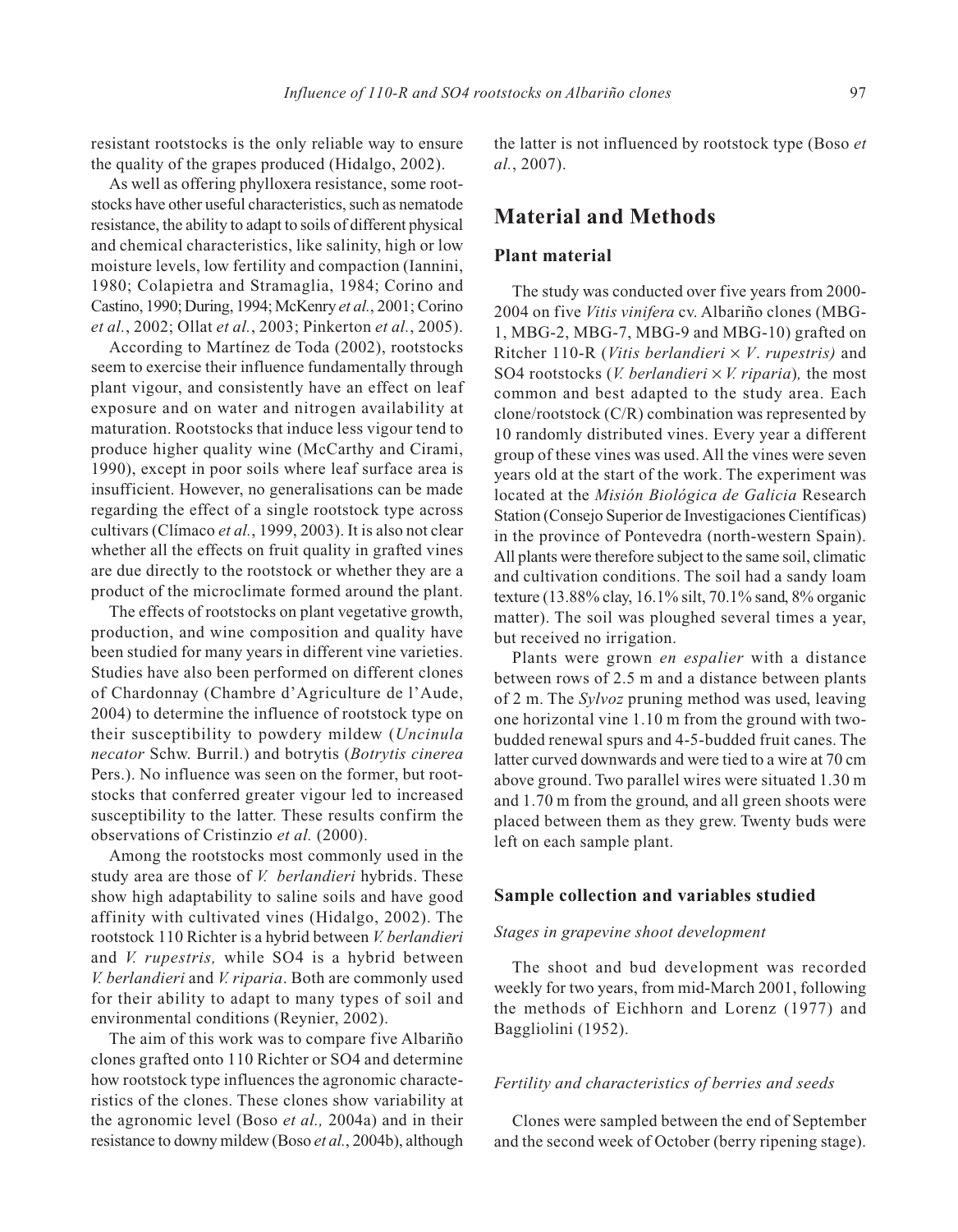resistant rootstocks is the only reliable way to ensure the quality of the grapes produced (Hidalgo, 2002).

As well as offering phylloxera resistance, some rootstocks have other useful characteristics, such as nematode resistance, the ability to adapt to soils of different physical and chemical characteristics, like salinity, high or low moisture levels, low fertility and compaction (Iannini, 1980; Colapietra and Stramaglia, 1984; Corino and Castino, 1990; During, 1994; McKenry *et al.*, 2001; Corino *et al.*, 2002; Ollat *et al.*, 2003; Pinkerton *et al.*, 2005).

According to Martínez de Toda (2002), rootstocks seem to exercise their influence fundamentally through plant vigour, and consistently have an effect on leaf exposure and on water and nitrogen availability at maturation. Rootstocks that induce less vigour tend to produce higher quality wine (McCarthy and Cirami, 1990), except in poor soils where leaf surface area is insufficient. However, no generalisations can be made regarding the effect of a single rootstock type across cultivars (Clímaco *et al.*, 1999, 2003). It is also not clear whether all the effects on fruit quality in grafted vines are due directly to the rootstock or whether they are a product of the microclimate formed around the plant.

The effects of rootstocks on plant vegetative growth, production, and wine composition and quality have been studied for many years in different vine varieties. Studies have also been performed on different clones of Chardonnay (Chambre d'Agriculture de l'Aude, 2004) to determine the influence of rootstock type on their susceptibility to powdery mildew (*Uncinula necator* Schw. Burril.) and botrytis (*Botrytis cinerea* Pers.). No influence was seen on the former, but rootstocks that conferred greater vigour led to increased susceptibility to the latter. These results confirm the observations of Cristinzio *et al.* (2000).

Among the rootstocks most commonly used in the study area are those of *V. berlandieri* hybrids. These show high adaptability to saline soils and have good affinity with cultivated vines (Hidalgo, 2002). The rootstock 110 Richter is a hybrid between *V. berlandieri* and *V. rupestris,* while SO4 is a hybrid between *V. berlandieri* and *V. riparia*. Both are commonly used for their ability to adapt to many types of soil and environmental conditions (Reynier, 2002).

The aim of this work was to compare five Albariño clones grafted onto 110 Richter or SO4 and determine how rootstock type influences the agronomic characteristics of the clones. These clones show variability at the agronomic level (Boso *et al.,* 2004a) and in their resistance to downy mildew (Boso *et al.*, 2004b), although the latter is not influenced by rootstock type (Boso *et al.*, 2007).

## Material and Methods

### Plant material

The study was conducted over five years from 2000-2004 on five *Vitis vinifera* cv. Albariño clones (MBG-1, MBG-2, MBG-7, MBG-9 and MBG-10) grafted on Ritcher 110-R (*Vitis berlandieri* × *V*. *rupestris)* and SO4 rootstocks (*V. berlandieri* × *V. riparia*)*,* the most common and best adapted to the study area. Each clone/rootstock (C/R) combination was represented by 10 randomly distributed vines. Every year a different group of these vines was used. All the vines were seven years old at the start of the work. The experiment was located at the *Misión Biológica de Galicia* Research Station (Consejo Superior de Investigaciones Científicas) in the province of Pontevedra (north-western Spain). All plants were therefore subject to the same soil, climatic and cultivation conditions. The soil had a sandy loam texture (13.88% clay, 16.1% silt, 70.1% sand, 8% organic matter). The soil was ploughed several times a year, but received no irrigation.

Plants were grown *en espalier* with a distance between rows of 2.5 m and a distance between plants of 2 m. The *Sylvoz* pruning method was used, leaving one horizontal vine 1.10 m from the ground with two-budded renewal spurs and 4-5-budded fruit canes. The latter curved downwards and were tied to a wire at 70 cm above ground. Two parallel wires were situated 1.30 m and 1.70 m from the ground, and all green shoots were placed between them as they grew. Twenty buds were left on each sample plant.

### Sample collection and variables studied

*Stages in grapevine shoot development*

The shoot and bud development was recorded weekly for two years, from mid-March 2001, following the methods of Eichhorn and Lorenz (1977) and Baggliolini (1952).

*Fertility and characteristics of berries and seeds*

Clones were sampled between the end of September and the second week of October (berry ripening stage).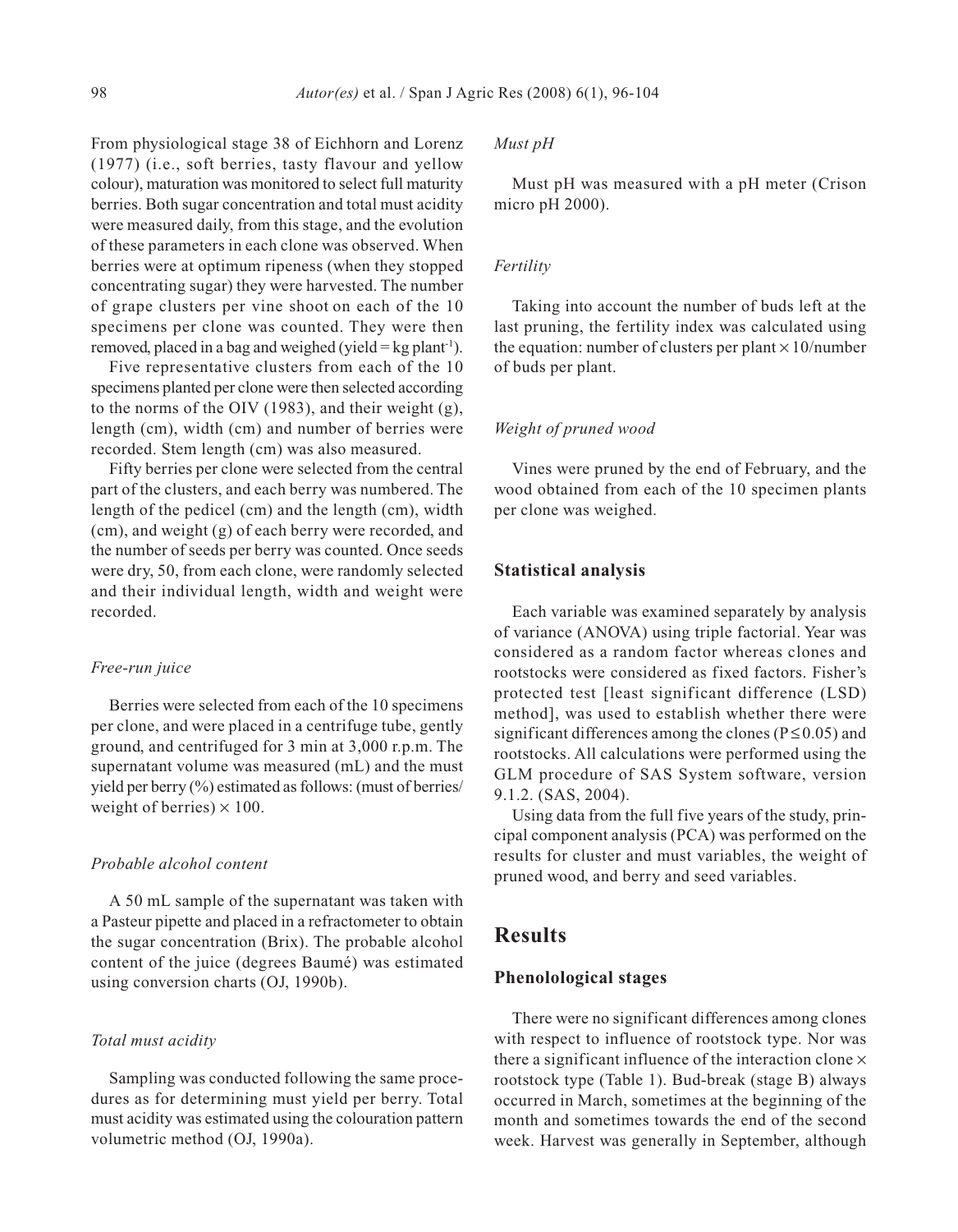From physiological stage 38 of Eichhorn and Lorenz (1977) (i.e., soft berries, tasty flavour and yellow colour), maturation was monitored to select full maturity berries. Both sugar concentration and total must acidity were measured daily, from this stage, and the evolution of these parameters in each clone was observed. When berries were at optimum ripeness (when they stopped concentrating sugar) they were harvested. The number of grape clusters per vine shoot on each of the 10 specimens per clone was counted. They were then removed, placed in a bag and weighed (yield = kg plant$^{-1}$).

Five representative clusters from each of the 10 specimens planted per clone were then selected according to the norms of the OIV (1983), and their weight (g), length (cm), width (cm) and number of berries were recorded. Stem length (cm) was also measured.

Fifty berries per clone were selected from the central part of the clusters, and each berry was numbered. The length of the pedicel (cm) and the length (cm), width (cm), and weight (g) of each berry were recorded, and the number of seeds per berry was counted. Once seeds were dry, 50, from each clone, were randomly selected and their individual length, width and weight were recorded.

#### *Free-run juice*

Berries were selected from each of the 10 specimens per clone, and were placed in a centrifuge tube, gently ground, and centrifuged for 3 min at 3,000 r.p.m. The supernatant volume was measured (mL) and the must yield per berry (%) estimated as follows: (must of berries/weight of berries) $\times$ 100.

#### *Probable alcohol content*

A 50 mL sample of the supernatant was taken with a Pasteur pipette and placed in a refractometer to obtain the sugar concentration (Brix). The probable alcohol content of the juice (degrees Baumé) was estimated using conversion charts (OJ, 1990b).

#### *Total must acidity*

Sampling was conducted following the same procedures as for determining must yield per berry. Total must acidity was estimated using the colouration pattern volumetric method (OJ, 1990a).

#### *Must pH*

Must pH was measured with a pH meter (Crison micro pH 2000).

#### *Fertility*

Taking into account the number of buds left at the last pruning, the fertility index was calculated using the equation: number of clusters per plant $\times$ 10/number of buds per plant.

#### *Weight of pruned wood*

Vines were pruned by the end of February, and the wood obtained from each of the 10 specimen plants per clone was weighed.

### Statistical analysis

Each variable was examined separately by analysis of variance (ANOVA) using triple factorial. Year was considered as a random factor whereas clones and rootstocks were considered as fixed factors. Fisher's protected test [least significant difference (LSD) method], was used to establish whether there were significant differences among the clones ($P \leq 0.05$) and rootstocks. All calculations were performed using the GLM procedure of SAS System software, version 9.1.2. (SAS, 2004).

Using data from the full five years of the study, principal component analysis (PCA) was performed on the results for cluster and must variables, the weight of pruned wood, and berry and seed variables.

## Results

### Phenolological stages

There were no significant differences among clones with respect to influence of rootstock type. Nor was there a significant influence of the interaction clone $\times$ rootstock type (Table 1). Bud-break (stage B) always occurred in March, sometimes at the beginning of the month and sometimes towards the end of the second week. Harvest was generally in September, although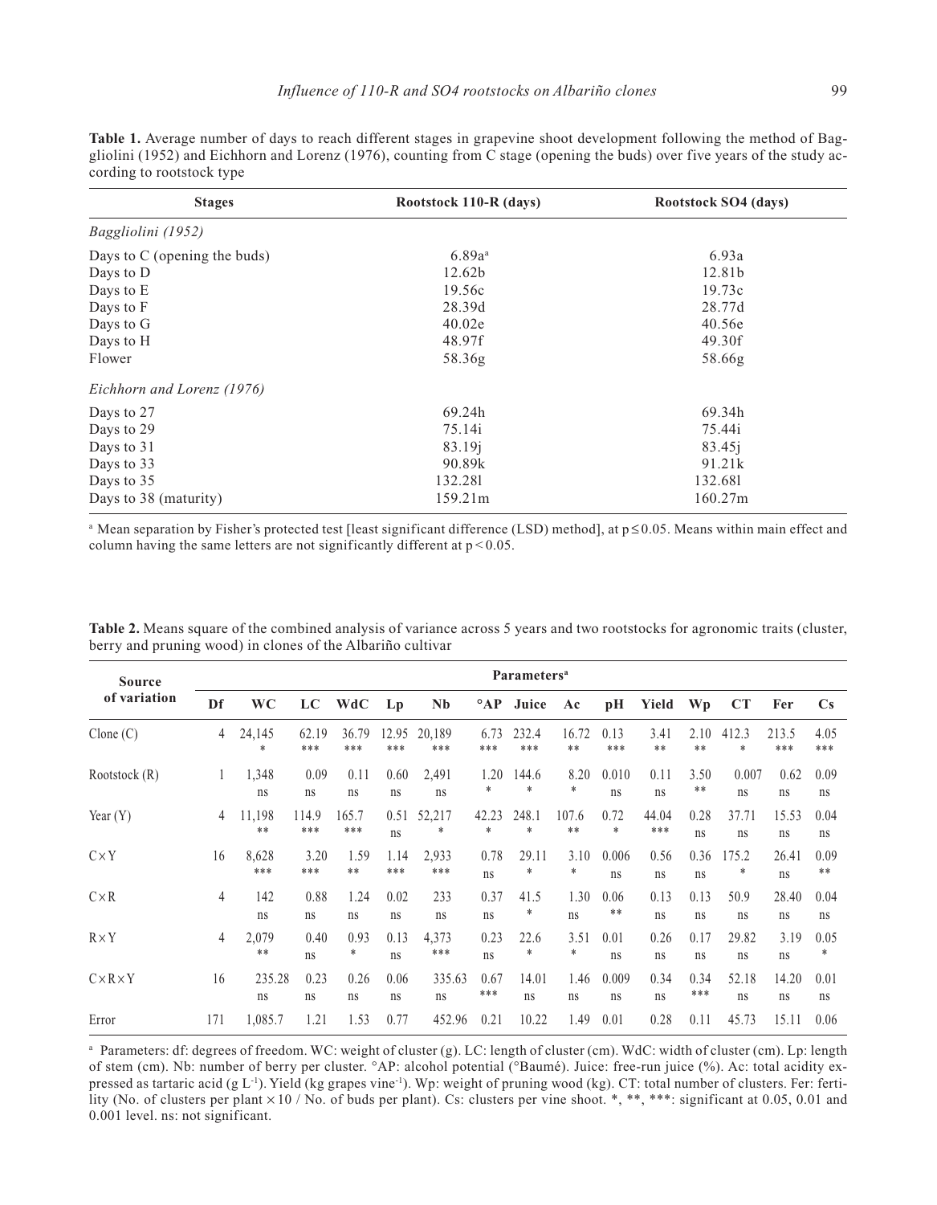**Table 1.** Average number of days to reach different stages in grapevine shoot development following the method of Baggliolini (1952) and Eichhorn and Lorenz (1976), counting from C stage (opening the buds) over five years of the study according to rootstock type

| Stages | Rootstock 110-R (days) | Rootstock SO4 (days) |
|---|---|---|
| *Baggliolini (1952)* | | |
| Days to C (opening the buds) | 6.89a[a] | 6.93a |
| Days to D | 12.62b | 12.81b |
| Days to E | 19.56c | 19.73c |
| Days to F | 28.39d | 28.77d |
| Days to G | 40.02e | 40.56e |
| Days to H | 48.97f | 49.30f |
| Flower | 58.36g | 58.66g |
| *Eichhorn and Lorenz (1976)* | | |
| Days to 27 | 69.24h | 69.34h |
| Days to 29 | 75.14i | 75.44i |
| Days to 31 | 83.19j | 83.45j |
| Days to 33 | 90.89k | 91.21k |
| Days to 35 | 132.28l | 132.68l |
| Days to 38 (maturity) | 159.21m | 160.27m |

[a] Mean separation by Fisher's protected test [least significant difference (LSD) method], at $p \leq 0.05$. Means within main effect and column having the same letters are not significantly different at $p < 0.05$.

**Table 2.** Means square of the combined analysis of variance across 5 years and two rootstocks for agronomic traits (cluster, berry and pruning wood) in clones of the Albariño cultivar

| Source of variation | Df | WC | LC | WdC | Lp | Nb | °AP | Juice | Ac | pH | Yield | Wp | CT | Fer | Cs |
|---|---|---|---|---|---|---|---|---|---|---|---|---|---|---|---|
| Clone (C) | 4 | 24,145 * | 62.19 *** | 36.79 *** | 12.95 *** | 20,189 *** | 6.73 *** | 232.4 *** | 16.72 ** | 0.13 *** | 3.41 ** | 2.10 ** | 412.3 * | 213.5 *** | 4.05 *** |
| Rootstock (R) | 1 | 1,348 ns | 0.09 ns | 0.11 ns | 0.60 ns | 2,491 ns | 1.20 * | 144.6 * | 8.20 * | 0.010 ns | 0.11 ns | 3.50 ** | 0.007 ns | 0.62 ns | 0.09 ns |
| Year (Y) | 4 | 11,198 ** | 114.9 *** | 165.7 *** | 0.51 ns | 52,217 * | 42.23 * | 248.1 * | 107.6 ** | 0.72 * | 44.04 *** | 0.28 ns | 37.71 ns | 15.53 ns | 0.04 ns |
| C×Y | 16 | 8,628 *** | 3.20 *** | 1.59 ** | 1.14 *** | 2,933 *** | 0.78 ns | 29.11 * | 3.10 * | 0.006 ns | 0.56 ns | 0.36 ns | 175.2 * | 26.41 ns | 0.09 ** |
| C×R | 4 | 142 ns | 0.88 ns | 1.24 ns | 0.02 ns | 233 ns | 0.37 ns | 41.5 * | 1.30 ns | 0.06 ** | 0.13 ns | 0.13 ns | 50.9 ns | 28.40 ns | 0.04 ns |
| R×Y | 4 | 2,079 ** | 0.40 ns | 0.93 * | 0.13 ns | 4,373 *** | 0.23 ns | 22.6 * | 3.51 * | 0.01 ns | 0.26 ns | 0.17 ns | 29.82 ns | 3.19 ns | 0.05 * |
| C×R×Y | 16 | 235.28 ns | 0.23 ns | 0.26 ns | 0.06 ns | 335.63 ns | 0.67 *** | 14.01 ns | 1.46 ns | 0.009 ns | 0.34 ns | 0.34 *** | 52.18 ns | 14.20 ns | 0.01 ns |
| Error | 171 | 1,085.7 | 1.21 | 1.53 | 0.77 | 452.96 | 0.21 | 10.22 | 1.49 | 0.01 | 0.28 | 0.11 | 45.73 | 15.11 | 0.06 |

[a] Parameters: df: degrees of freedom. WC: weight of cluster (g). LC: length of cluster (cm). WdC: width of cluster (cm). Lp: length of stem (cm). Nb: number of berry per cluster. °AP: alcohol potential (°Baumé). Juice: free-run juice (%). Ac: total acidity expressed as tartaric acid (g $L^{-1}$). Yield (kg grapes $vine^{-1}$). Wp: weight of pruning wood (kg). CT: total number of clusters. Fer: fertility (No. of clusters per plant ×10 / No. of buds per plant). Cs: clusters per vine shoot. *, **, ***: significant at 0.05, 0.01 and 0.001 level. ns: not significant.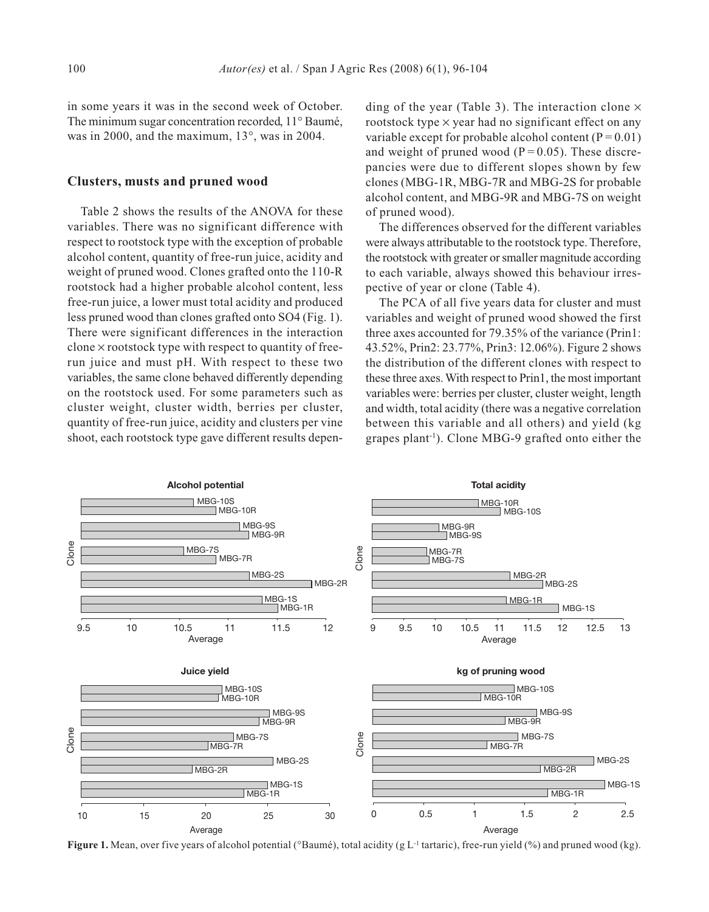in some years it was in the second week of October. The minimum sugar concentration recorded, 11° Baumé, was in 2000, and the maximum, 13°, was in 2004.

## Clusters, musts and pruned wood

Table 2 shows the results of the ANOVA for these variables. There was no significant difference with respect to rootstock type with the exception of probable alcohol content, quantity of free-run juice, acidity and weight of pruned wood. Clones grafted onto the 110-R rootstock had a higher probable alcohol content, less free-run juice, a lower must total acidity and produced less pruned wood than clones grafted onto SO4 (Fig. 1). There were significant differences in the interaction clone × rootstock type with respect to quantity of free-run juice and must pH. With respect to these two variables, the same clone behaved differently depending on the rootstock used. For some parameters such as cluster weight, cluster width, berries per cluster, quantity of free-run juice, acidity and clusters per vine shoot, each rootstock type gave different results depending of the year (Table 3). The interaction clone × rootstock type × year had no significant effect on any variable except for probable alcohol content ($P = 0.01$) and weight of pruned wood ($P = 0.05$). These discrepancies were due to different slopes shown by few clones (MBG-1R, MBG-7R and MBG-2S for probable alcohol content, and MBG-9R and MBG-7S on weight of pruned wood).

The differences observed for the different variables were always attributable to the rootstock type. Therefore, the rootstock with greater or smaller magnitude according to each variable, always showed this behaviour irrespective of year or clone (Table 4).

The PCA of all five years data for cluster and must variables and weight of pruned wood showed the first three axes accounted for 79.35% of the variance (Prin1: 43.52%, Prin2: 23.77%, Prin3: 12.06%). Figure 2 shows the distribution of the different clones with respect to these three axes. With respect to Prin1, the most important variables were: berries per cluster, cluster weight, length and width, total acidity (there was a negative correlation between this variable and all others) and yield (kg grapes plant$^{-1}$). Clone MBG-9 grafted onto either the

**Figure 1.** Mean, over five years of alcohol potential (°Baumé), total acidity (g L$^{-1}$ tartaric), free-run yield (%) and pruned wood (kg).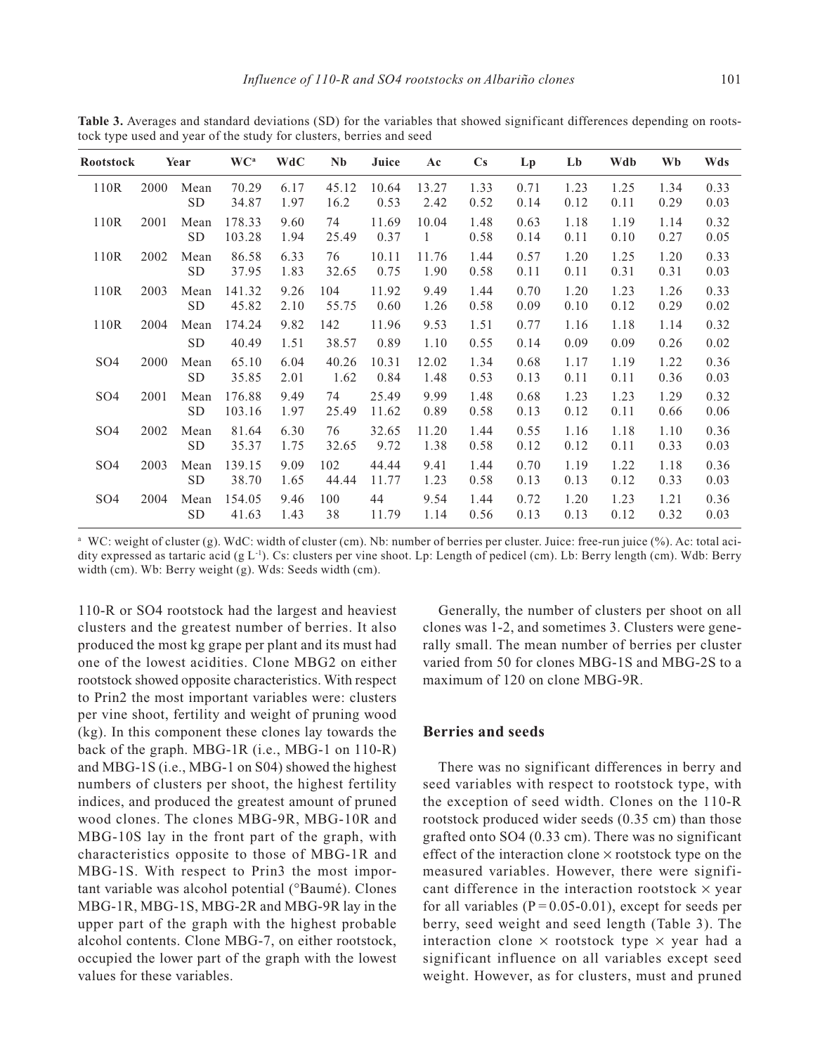**Table 3.** Averages and standard deviations (SD) for the variables that showed significant differences depending on rootstock type used and year of the study for clusters, berries and seed

| Rootstock | Year | | WC[a] | WdC | Nb | Juice | Ac | Cs | Lp | Lb | Wdb | Wb | Wds |
|---|---|---|---|---|---|---|---|---|---|---|---|---|---|
| 110R | 2000 | Mean | 70.29 | 6.17 | 45.12 | 10.64 | 13.27 | 1.33 | 0.71 | 1.23 | 1.25 | 1.34 | 0.33 |
| | | SD | 34.87 | 1.97 | 16.2 | 0.53 | 2.42 | 0.52 | 0.14 | 0.12 | 0.11 | 0.29 | 0.03 |
| 110R | 2001 | Mean | 178.33 | 9.60 | 74 | 11.69 | 10.04 | 1.48 | 0.63 | 1.18 | 1.19 | 1.14 | 0.32 |
| | | SD | 103.28 | 1.94 | 25.49 | 0.37 | 1 | 0.58 | 0.14 | 0.11 | 0.10 | 0.27 | 0.05 |
| 110R | 2002 | Mean | 86.58 | 6.33 | 76 | 10.11 | 11.76 | 1.44 | 0.57 | 1.20 | 1.25 | 1.20 | 0.33 |
| | | SD | 37.95 | 1.83 | 32.65 | 0.75 | 1.90 | 0.58 | 0.11 | 0.11 | 0.31 | 0.31 | 0.03 |
| 110R | 2003 | Mean | 141.32 | 9.26 | 104 | 11.92 | 9.49 | 1.44 | 0.70 | 1.20 | 1.23 | 1.26 | 0.33 |
| | | SD | 45.82 | 2.10 | 55.75 | 0.60 | 1.26 | 0.58 | 0.09 | 0.10 | 0.12 | 0.29 | 0.02 |
| 110R | 2004 | Mean | 174.24 | 9.82 | 142 | 11.96 | 9.53 | 1.51 | 0.77 | 1.16 | 1.18 | 1.14 | 0.32 |
| | | SD | 40.49 | 1.51 | 38.57 | 0.89 | 1.10 | 0.55 | 0.14 | 0.09 | 0.09 | 0.26 | 0.02 |
| SO4 | 2000 | Mean | 65.10 | 6.04 | 40.26 | 10.31 | 12.02 | 1.34 | 0.68 | 1.17 | 1.19 | 1.22 | 0.36 |
| | | SD | 35.85 | 2.01 | 1.62 | 0.84 | 1.48 | 0.53 | 0.13 | 0.11 | 0.11 | 0.36 | 0.03 |
| SO4 | 2001 | Mean | 176.88 | 9.49 | 74 | 25.49 | 9.99 | 1.48 | 0.68 | 1.23 | 1.23 | 1.29 | 0.32 |
| | | SD | 103.16 | 1.97 | 25.49 | 11.62 | 0.89 | 0.58 | 0.13 | 0.12 | 0.11 | 0.66 | 0.06 |
| SO4 | 2002 | Mean | 81.64 | 6.30 | 76 | 32.65 | 11.20 | 1.44 | 0.55 | 1.16 | 1.18 | 1.10 | 0.36 |
| | | SD | 35.37 | 1.75 | 32.65 | 9.72 | 1.38 | 0.58 | 0.12 | 0.12 | 0.11 | 0.33 | 0.03 |
| SO4 | 2003 | Mean | 139.15 | 9.09 | 102 | 44.44 | 9.41 | 1.44 | 0.70 | 1.19 | 1.22 | 1.18 | 0.36 |
| | | SD | 38.70 | 1.65 | 44.44 | 11.77 | 1.23 | 0.58 | 0.13 | 0.13 | 0.12 | 0.33 | 0.03 |
| SO4 | 2004 | Mean | 154.05 | 9.46 | 100 | 44 | 9.54 | 1.44 | 0.72 | 1.20 | 1.23 | 1.21 | 0.36 |
| | | SD | 41.63 | 1.43 | 38 | 11.79 | 1.14 | 0.56 | 0.13 | 0.13 | 0.12 | 0.32 | 0.03 |

[a] WC: weight of cluster (g). WdC: width of cluster (cm). Nb: number of berries per cluster. Juice: free-run juice (%). Ac: total acidity expressed as tartaric acid (g $L^{-1}$). Cs: clusters per vine shoot. Lp: Length of pedicel (cm). Lb: Berry length (cm). Wdb: Berry width (cm). Wb: Berry weight (g). Wds: Seeds width (cm).

110-R or SO4 rootstock had the largest and heaviest clusters and the greatest number of berries. It also produced the most kg grape per plant and its must had one of the lowest acidities. Clone MBG2 on either rootstock showed opposite characteristics. With respect to Prin2 the most important variables were: clusters per vine shoot, fertility and weight of pruning wood (kg). In this component these clones lay towards the back of the graph. MBG-1R (i.e., MBG-1 on 110-R) and MBG-1S (i.e., MBG-1 on S04) showed the highest numbers of clusters per shoot, the highest fertility indices, and produced the greatest amount of pruned wood clones. The clones MBG-9R, MBG-10R and MBG-10S lay in the front part of the graph, with characteristics opposite to those of MBG-1R and MBG-1S. With respect to Prin3 the most important variable was alcohol potential (°Baumé). Clones MBG-1R, MBG-1S, MBG-2R and MBG-9R lay in the upper part of the graph with the highest probable alcohol contents. Clone MBG-7, on either rootstock, occupied the lower part of the graph with the lowest values for these variables.

Generally, the number of clusters per shoot on all clones was 1-2, and sometimes 3. Clusters were generally small. The mean number of berries per cluster varied from 50 for clones MBG-1S and MBG-2S to a maximum of 120 on clone MBG-9R.

## Berries and seeds

There was no significant differences in berry and seed variables with respect to rootstock type, with the exception of seed width. Clones on the 110-R rootstock produced wider seeds (0.35 cm) than those grafted onto SO4 (0.33 cm). There was no significant effect of the interaction clone × rootstock type on the measured variables. However, there were significant difference in the interaction rootstock × year for all variables ($P = 0.05$-$0.01$), except for seeds per berry, seed weight and seed length (Table 3). The interaction clone × rootstock type × year had a significant influence on all variables except seed weight. However, as for clusters, must and pruned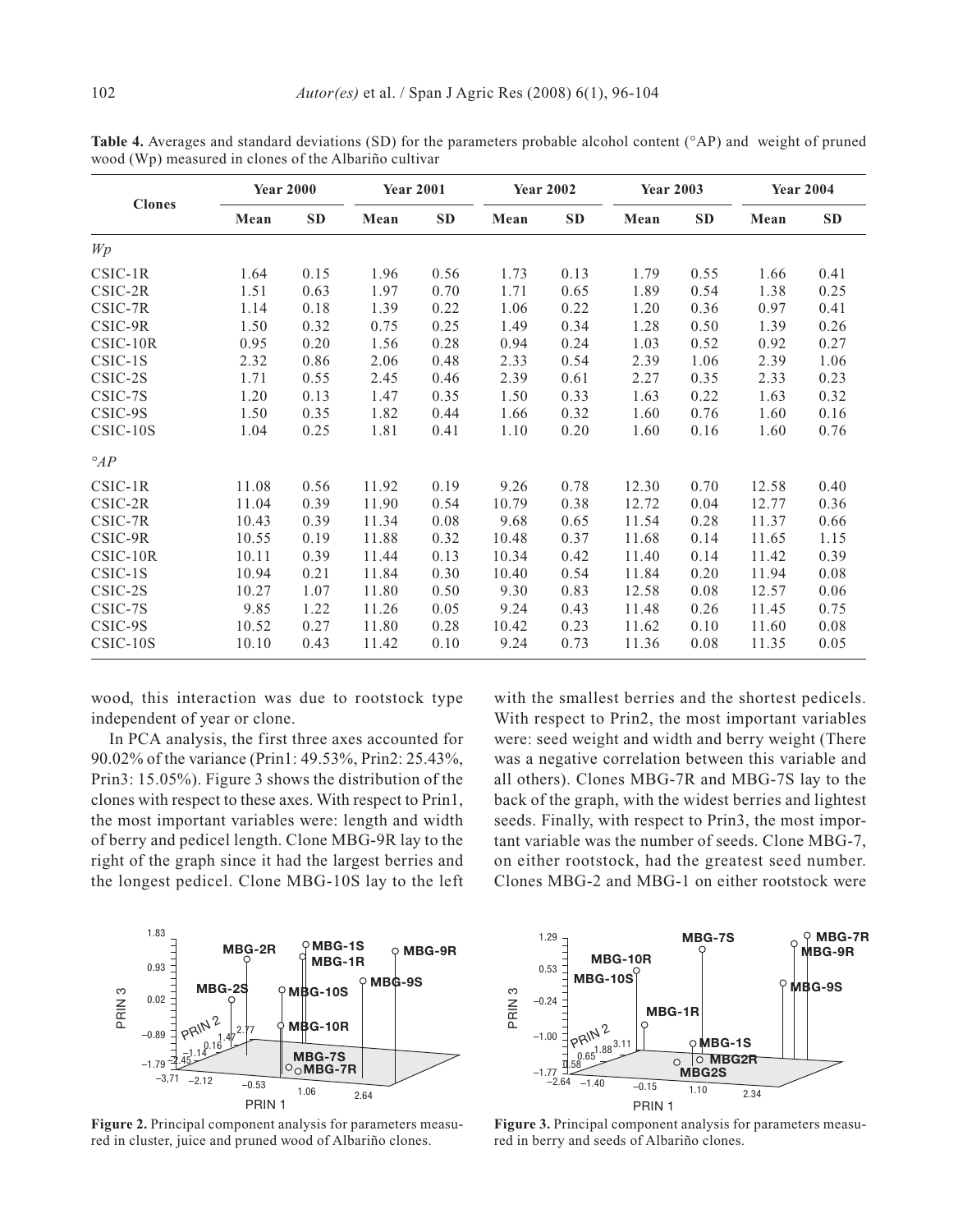**Table 4.** Averages and standard deviations (SD) for the parameters probable alcohol content (°AP) and weight of pruned wood (Wp) measured in clones of the Albariño cultivar

| Clones | Year 2000 | | Year 2001 | | Year 2002 | | Year 2003 | | Year 2004 | |
|---|---|---|---|---|---|---|---|---|---|---|
| | Mean | SD | Mean | SD | Mean | SD | Mean | SD | Mean | SD |
| *Wp* | | | | | | | | | | |
| CSIC-1R | 1.64 | 0.15 | 1.96 | 0.56 | 1.73 | 0.13 | 1.79 | 0.55 | 1.66 | 0.41 |
| CSIC-2R | 1.51 | 0.63 | 1.97 | 0.70 | 1.71 | 0.65 | 1.89 | 0.54 | 1.38 | 0.25 |
| CSIC-7R | 1.14 | 0.18 | 1.39 | 0.22 | 1.06 | 0.22 | 1.20 | 0.36 | 0.97 | 0.41 |
| CSIC-9R | 1.50 | 0.32 | 0.75 | 0.25 | 1.49 | 0.34 | 1.28 | 0.50 | 1.39 | 0.26 |
| CSIC-10R | 0.95 | 0.20 | 1.56 | 0.28 | 0.94 | 0.24 | 1.03 | 0.52 | 0.92 | 0.27 |
| CSIC-1S | 2.32 | 0.86 | 2.06 | 0.48 | 2.33 | 0.54 | 2.39 | 1.06 | 2.39 | 1.06 |
| CSIC-2S | 1.71 | 0.55 | 2.45 | 0.46 | 2.39 | 0.61 | 2.27 | 0.35 | 2.33 | 0.23 |
| CSIC-7S | 1.20 | 0.13 | 1.47 | 0.35 | 1.50 | 0.33 | 1.63 | 0.22 | 1.63 | 0.32 |
| CSIC-9S | 1.50 | 0.35 | 1.82 | 0.44 | 1.66 | 0.32 | 1.60 | 0.76 | 1.60 | 0.16 |
| CSIC-10S | 1.04 | 0.25 | 1.81 | 0.41 | 1.10 | 0.20 | 1.60 | 0.16 | 1.60 | 0.76 |
| *°AP* | | | | | | | | | | |
| CSIC-1R | 11.08 | 0.56 | 11.92 | 0.19 | 9.26 | 0.78 | 12.30 | 0.70 | 12.58 | 0.40 |
| CSIC-2R | 11.04 | 0.39 | 11.90 | 0.54 | 10.79 | 0.38 | 12.72 | 0.04 | 12.77 | 0.36 |
| CSIC-7R | 10.43 | 0.39 | 11.34 | 0.08 | 9.68 | 0.65 | 11.54 | 0.28 | 11.37 | 0.66 |
| CSIC-9R | 10.55 | 0.19 | 11.88 | 0.32 | 10.48 | 0.37 | 11.68 | 0.14 | 11.65 | 1.15 |
| CSIC-10R | 10.11 | 0.39 | 11.44 | 0.13 | 10.34 | 0.42 | 11.40 | 0.14 | 11.42 | 0.39 |
| CSIC-1S | 10.94 | 0.21 | 11.84 | 0.30 | 10.40 | 0.54 | 11.84 | 0.20 | 11.94 | 0.08 |
| CSIC-2S | 10.27 | 1.07 | 11.80 | 0.50 | 9.30 | 0.83 | 12.58 | 0.08 | 12.57 | 0.06 |
| CSIC-7S | 9.85 | 1.22 | 11.26 | 0.05 | 9.24 | 0.43 | 11.48 | 0.26 | 11.45 | 0.75 |
| CSIC-9S | 10.52 | 0.27 | 11.80 | 0.28 | 10.42 | 0.23 | 11.62 | 0.10 | 11.60 | 0.08 |
| CSIC-10S | 10.10 | 0.43 | 11.42 | 0.10 | 9.24 | 0.73 | 11.36 | 0.08 | 11.35 | 0.05 |

wood, this interaction was due to rootstock type independent of year or clone.

In PCA analysis, the first three axes accounted for 90.02% of the variance (Prin1: 49.53%, Prin2: 25.43%, Prin3: 15.05%). Figure 3 shows the distribution of the clones with respect to these axes. With respect to Prin1, the most important variables were: length and width of berry and pedicel length. Clone MBG-9R lay to the right of the graph since it had the largest berries and the longest pedicel. Clone MBG-10S lay to the left with the smallest berries and the shortest pedicels. With respect to Prin2, the most important variables were: seed weight and width and berry weight (There was a negative correlation between this variable and all others). Clones MBG-7R and MBG-7S lay to the back of the graph, with the widest berries and lightest seeds. Finally, with respect to Prin3, the most important variable was the number of seeds. Clone MBG-7, on either rootstock, had the greatest seed number. Clones MBG-2 and MBG-1 on either rootstock were

**Figure 2.** Principal component analysis for parameters measured in cluster, juice and pruned wood of Albariño clones.

**Figure 3.** Principal component analysis for parameters measured in berry and seeds of Albariño clones.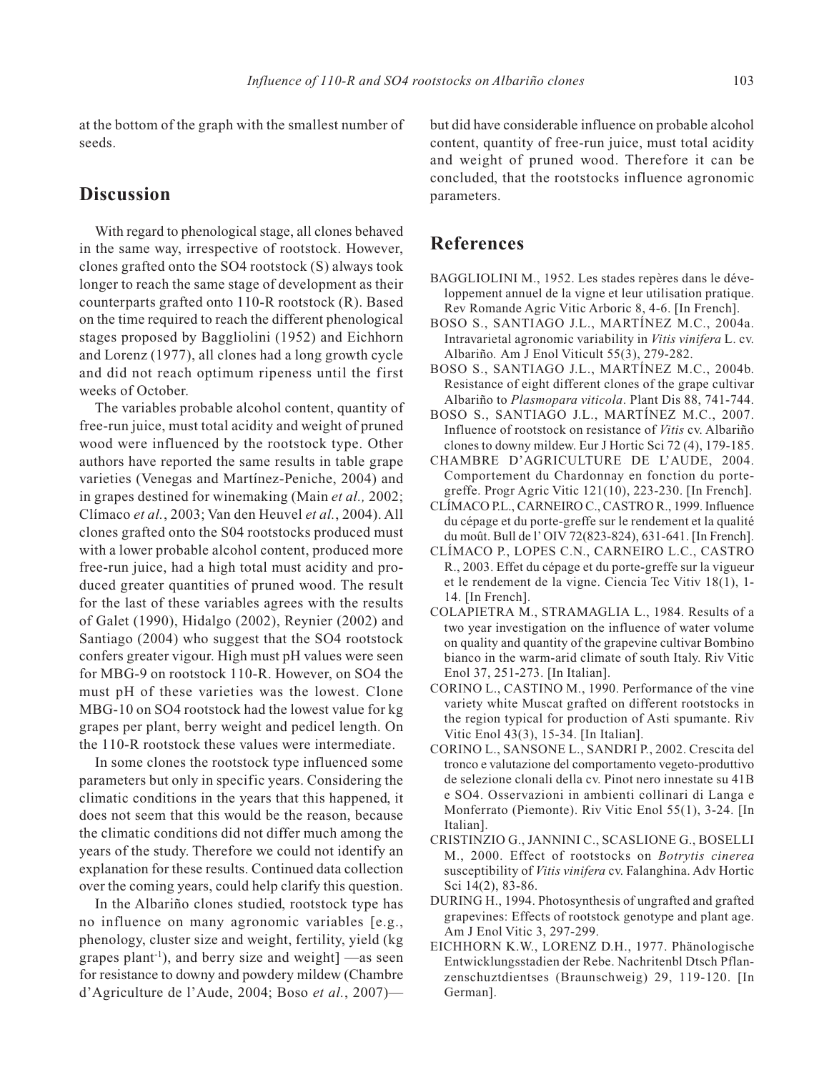at the bottom of the graph with the smallest number of seeds.

## Discussion

With regard to phenological stage, all clones behaved in the same way, irrespective of rootstock. However, clones grafted onto the SO4 rootstock (S) always took longer to reach the same stage of development as their counterparts grafted onto 110-R rootstock (R). Based on the time required to reach the different phenological stages proposed by Baggliolini (1952) and Eichhorn and Lorenz (1977), all clones had a long growth cycle and did not reach optimum ripeness until the first weeks of October.

The variables probable alcohol content, quantity of free-run juice, must total acidity and weight of pruned wood were influenced by the rootstock type. Other authors have reported the same results in table grape varieties (Venegas and Martínez-Peniche, 2004) and in grapes destined for winemaking (Main *et al.,* 2002; Clímaco *et al.*, 2003; Van den Heuvel *et al.*, 2004). All clones grafted onto the S04 rootstocks produced must with a lower probable alcohol content, produced more free-run juice, had a high total must acidity and produced greater quantities of pruned wood. The result for the last of these variables agrees with the results of Galet (1990), Hidalgo (2002), Reynier (2002) and Santiago (2004) who suggest that the SO4 rootstock confers greater vigour. High must pH values were seen for MBG-9 on rootstock 110-R. However, on SO4 the must pH of these varieties was the lowest. Clone MBG-10 on SO4 rootstock had the lowest value for kg grapes per plant, berry weight and pedicel length. On the 110-R rootstock these values were intermediate.

In some clones the rootstock type influenced some parameters but only in specific years. Considering the climatic conditions in the years that this happened, it does not seem that this would be the reason, because the climatic conditions did not differ much among the years of the study. Therefore we could not identify an explanation for these results. Continued data collection over the coming years, could help clarify this question.

In the Albariño clones studied, rootstock type has no influence on many agronomic variables [e.g., phenology, cluster size and weight, fertility, yield (kg grapes plant$^{-1}$), and berry size and weight] —as seen for resistance to downy and powdery mildew (Chambre d'Agriculture de l'Aude, 2004; Boso *et al.*, 2007)—but did have considerable influence on probable alcohol content, quantity of free-run juice, must total acidity and weight of pruned wood. Therefore it can be concluded, that the rootstocks influence agronomic parameters.

## References

BAGGLIOLINI M., 1952. Les stades repères dans le développement annuel de la vigne et leur utilisation pratique. Rev Romande Agric Vitic Arboric 8, 4-6. [In French].

BOSO S., SANTIAGO J.L., MARTÍNEZ M.C., 2004a. Intravarietal agronomic variability in *Vitis vinifera* L. cv. Albariño. Am J Enol Viticult 55(3), 279-282.

BOSO S., SANTIAGO J.L., MARTÍNEZ M.C., 2004b. Resistance of eight different clones of the grape cultivar Albariño to *Plasmopara viticola*. Plant Dis 88, 741-744.

BOSO S., SANTIAGO J.L., MARTÍNEZ M.C., 2007. Influence of rootstock on resistance of *Vitis* cv. Albariño clones to downy mildew. Eur J Hortic Sci 72 (4), 179-185.

CHAMBRE D'AGRICULTURE DE L'AUDE, 2004. Comportement du Chardonnay en fonction du porte-greffe. Progr Agric Vitic 121(10), 223-230. [In French].

CLÍMACO P.L., CARNEIRO C., CASTRO R., 1999. Influence du cépage et du porte-greffe sur le rendement et la qualité du moût. Bull de l' OIV 72(823-824), 631-641. [In French].

CLÍMACO P., LOPES C.N., CARNEIRO L.C., CASTRO R., 2003. Effet du cépage et du porte-greffe sur la vigueur et le rendement de la vigne. Ciencia Tec Vitiv 18(1), 1-14. [In French].

COLAPIETRA M., STRAMAGLIA L., 1984. Results of a two year investigation on the influence of water volume on quality and quantity of the grapevine cultivar Bombino bianco in the warm-arid climate of south Italy. Riv Vitic Enol 37, 251-273. [In Italian].

CORINO L., CASTINO M., 1990. Performance of the vine variety white Muscat grafted on different rootstocks in the region typical for production of Asti spumante. Riv Vitic Enol 43(3), 15-34. [In Italian].

CORINO L., SANSONE L., SANDRI P., 2002. Crescita del tronco e valutazione del comportamento vegeto-produttivo de selezione clonali della cv. Pinot nero innestate su 41B e SO4. Osservazioni in ambienti collinari di Langa e Monferrato (Piemonte). Riv Vitic Enol 55(1), 3-24. [In Italian].

CRISTINZIO G., JANNINI C., SCASLIONE G., BOSELLI M., 2000. Effect of rootstocks on *Botrytis cinerea* susceptibility of *Vitis vinifera* cv. Falanghina. Adv Hortic Sci 14(2), 83-86.

DURING H., 1994. Photosynthesis of ungrafted and grafted grapevines: Effects of rootstock genotype and plant age. Am J Enol Vitic 3, 297-299.

EICHHORN K.W., LORENZ D.H., 1977. Phänologische Entwicklungsstadien der Rebe. Nachritenbl Dtsch Pflanzenschuztdientses (Braunschweig) 29, 119-120. [In German].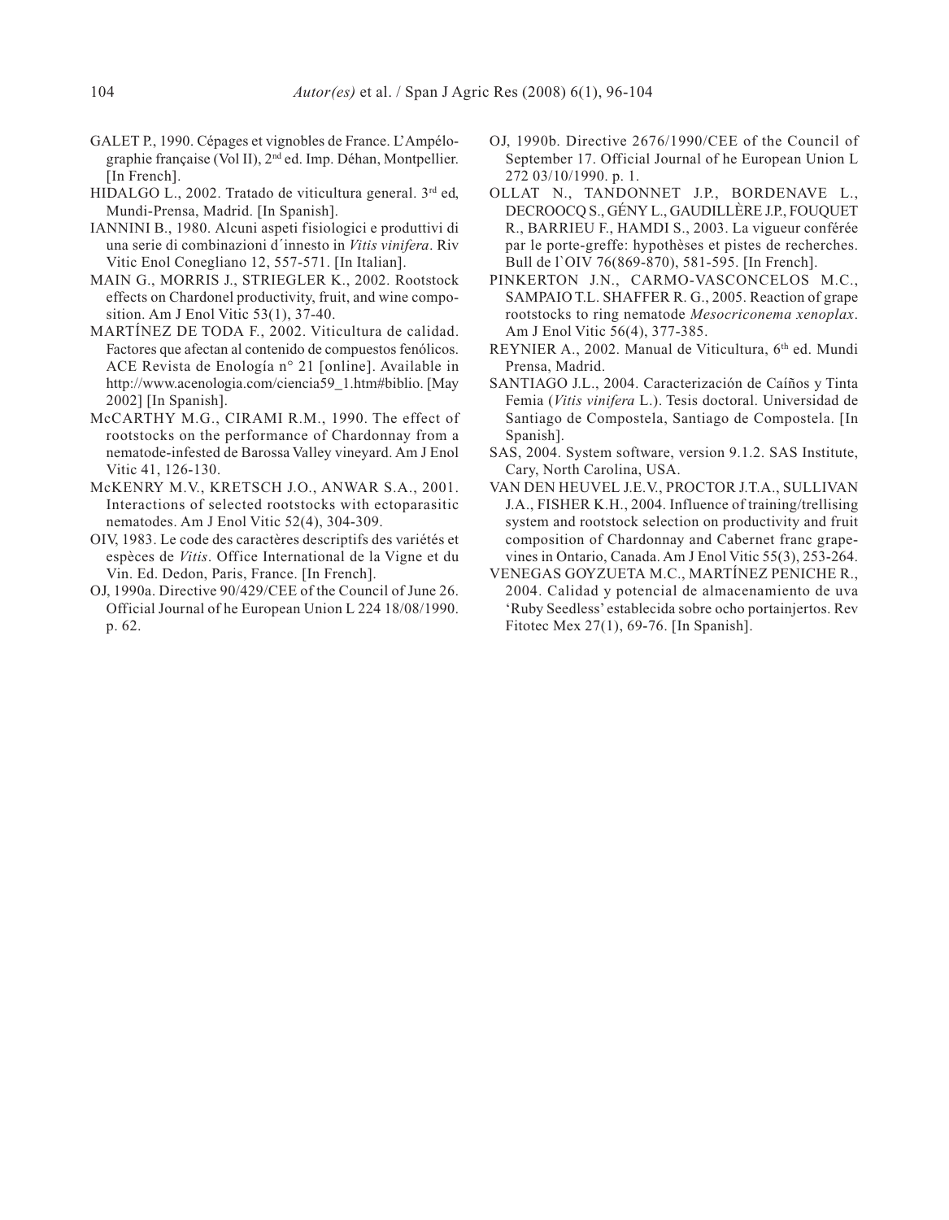GALET P., 1990. Cépages et vignobles de France. L'Ampélographie française (Vol II), 2nd ed. Imp. Déhan, Montpellier. [In French].

HIDALGO L., 2002. Tratado de viticultura general. 3rd ed, Mundi-Prensa, Madrid. [In Spanish].

IANNINI B., 1980. Alcuni aspeti fisiologici e produttivi di una serie di combinazioni d´innesto in *Vitis vinifera*. Riv Vitic Enol Conegliano 12, 557-571. [In Italian].

MAIN G., MORRIS J., STRIEGLER K., 2002. Rootstock effects on Chardonel productivity, fruit, and wine composition. Am J Enol Vitic 53(1), 37-40.

MARTÍNEZ DE TODA F., 2002. Viticultura de calidad. Factores que afectan al contenido de compuestos fenólicos. ACE Revista de Enología n° 21 [online]. Available in http://www.acenologia.com/ciencia59_1.htm#biblio. [May 2002] [In Spanish].

McCARTHY M.G., CIRAMI R.M., 1990. The effect of rootstocks on the performance of Chardonnay from a nematode-infested de Barossa Valley vineyard. Am J Enol Vitic 41, 126-130.

McKENRY M.V., KRETSCH J.O., ANWAR S.A., 2001. Interactions of selected rootstocks with ectoparasitic nematodes. Am J Enol Vitic 52(4), 304-309.

OIV, 1983. Le code des caractères descriptifs des variétés et espèces de *Vitis*. Office International de la Vigne et du Vin. Ed. Dedon, Paris, France. [In French].

OJ, 1990a. Directive 90/429/CEE of the Council of June 26. Official Journal of he European Union L 224 18/08/1990. p. 62.

OJ, 1990b. Directive 2676/1990/CEE of the Council of September 17. Official Journal of he European Union L 272 03/10/1990. p. 1.

OLLAT N., TANDONNET J.P., BORDENAVE L., DECROOCQ S., GÉNY L., GAUDILLÈRE J.P., FOUQUET R., BARRIEU F., HAMDI S., 2003. La vigueur conférée par le porte-greffe: hypothèses et pistes de recherches. Bull de l`OIV 76(869-870), 581-595. [In French].

PINKERTON J.N., CARMO-VASCONCELOS M.C., SAMPAIO T.L. SHAFFER R. G., 2005. Reaction of grape rootstocks to ring nematode *Mesocriconema xenoplax*. Am J Enol Vitic 56(4), 377-385.

REYNIER A., 2002. Manual de Viticultura, 6th ed. Mundi Prensa, Madrid.

SANTIAGO J.L., 2004. Caracterización de Caíños y Tinta Femia (*Vitis vinifera* L.). Tesis doctoral. Universidad de Santiago de Compostela, Santiago de Compostela. [In Spanish].

SAS, 2004. System software, version 9.1.2. SAS Institute, Cary, North Carolina, USA.

VAN DEN HEUVEL J.E.V., PROCTOR J.T.A., SULLIVAN J.A., FISHER K.H., 2004. Influence of training/trellising system and rootstock selection on productivity and fruit composition of Chardonnay and Cabernet franc grapevines in Ontario, Canada. Am J Enol Vitic 55(3), 253-264.

VENEGAS GOYZUETA M.C., MARTÍNEZ PENICHE R., 2004. Calidad y potencial de almacenamiento de uva 'Ruby Seedless' establecida sobre ocho portainjertos. Rev Fitotec Mex 27(1), 69-76. [In Spanish].